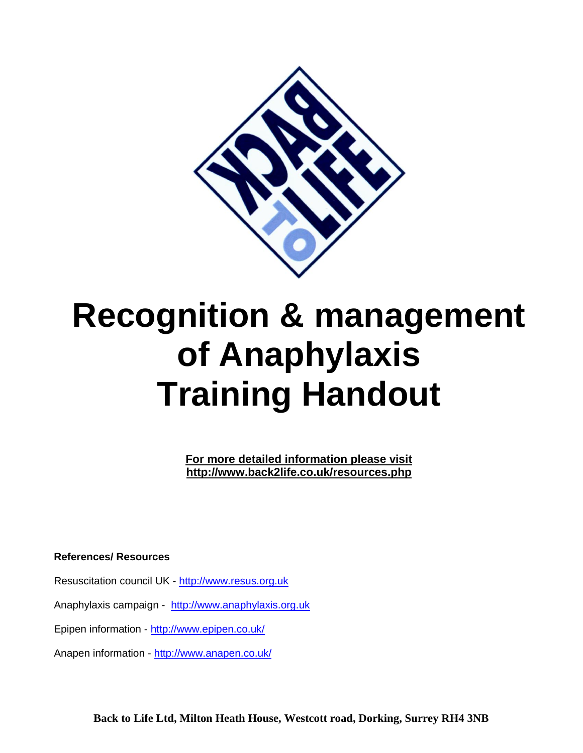# Recognition & management of Anaphylaxis Training Handout

**For more detailed information please visit**
**http://www.back2life.co.uk/resources.php**

**References/ Resources**

Resuscitation council UK - http://www.resus.org.uk

Anaphylaxis campaign - http://www.anaphylaxis.org.uk

Epipen information - http://www.epipen.co.uk/

Anapen information - http://www.anapen.co.uk/

**Back to Life Ltd, Milton Heath House, Westcott road, Dorking, Surrey RH4 3NB**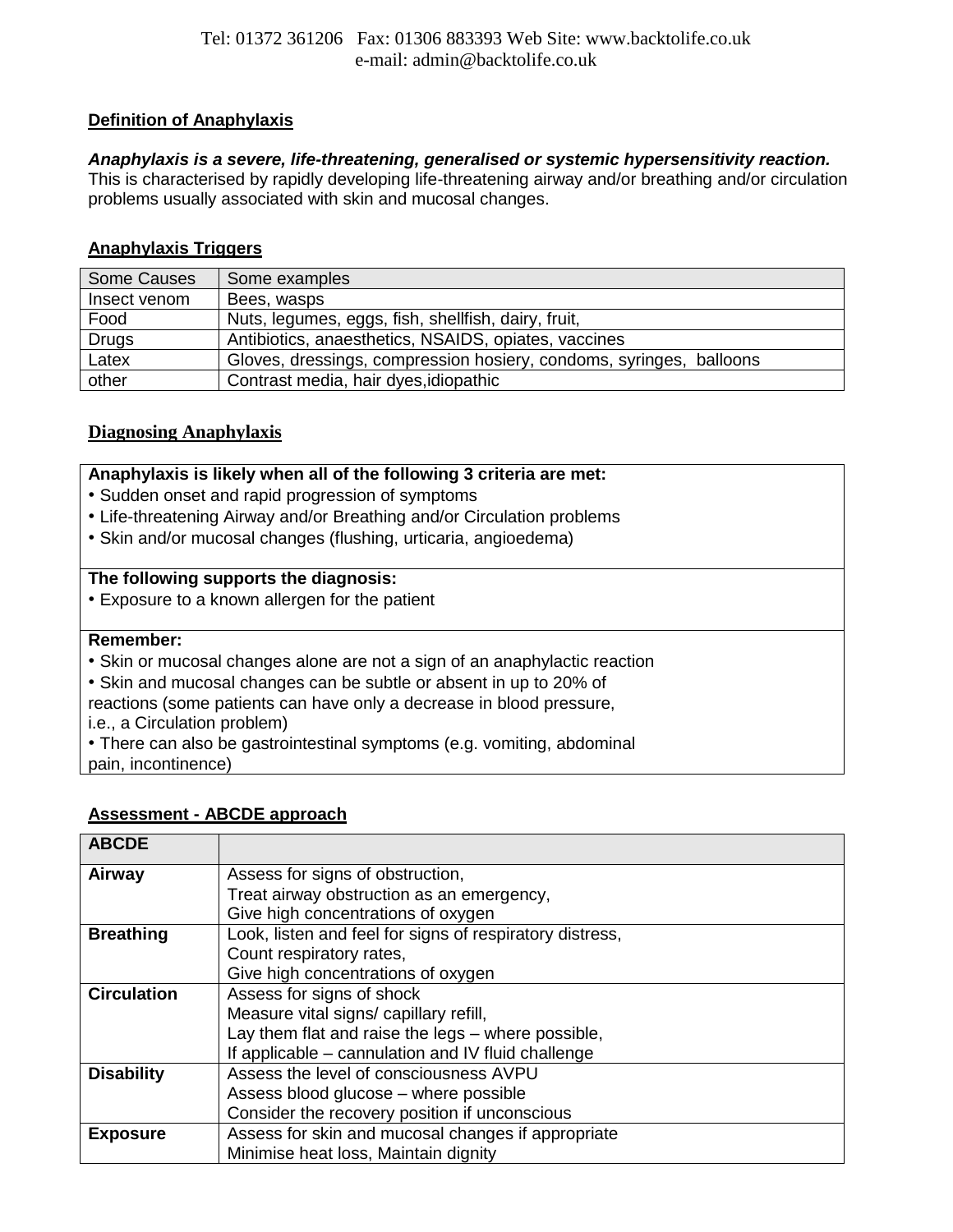## Definition of Anaphylaxis

***Anaphylaxis is a severe, life-threatening, generalised or systemic hypersensitivity reaction.***
This is characterised by rapidly developing life-threatening airway and/or breathing and/or circulation problems usually associated with skin and mucosal changes.

## Anaphylaxis Triggers

| Some Causes | Some examples |
|---|---|
| Insect venom | Bees, wasps |
| Food | Nuts, legumes, eggs, fish, shellfish, dairy, fruit, |
| Drugs | Antibiotics, anaesthetics, NSAIDS, opiates, vaccines |
| Latex | Gloves, dressings, compression hosiery, condoms, syringes, balloons |
| other | Contrast media, hair dyes,idiopathic |

## Diagnosing Anaphylaxis

**Anaphylaxis is likely when all of the following 3 criteria are met:**

- Sudden onset and rapid progression of symptoms
- Life-threatening Airway and/or Breathing and/or Circulation problems
- Skin and/or mucosal changes (flushing, urticaria, angioedema)

**The following supports the diagnosis:**

- Exposure to a known allergen for the patient

**Remember:**

- Skin or mucosal changes alone are not a sign of an anaphylactic reaction
- Skin and mucosal changes can be subtle or absent in up to 20% of reactions (some patients can have only a decrease in blood pressure, i.e., a Circulation problem)
- There can also be gastrointestinal symptoms (e.g. vomiting, abdominal pain, incontinence)

## Assessment - ABCDE approach

| ABCDE | |
|---|---|
| **Airway** | Assess for signs of obstruction,<br>Treat airway obstruction as an emergency,<br>Give high concentrations of oxygen |
| **Breathing** | Look, listen and feel for signs of respiratory distress,<br>Count respiratory rates,<br>Give high concentrations of oxygen |
| **Circulation** | Assess for signs of shock<br>Measure vital signs/ capillary refill,<br>Lay them flat and raise the legs – where possible,<br>If applicable – cannulation and IV fluid challenge |
| **Disability** | Assess the level of consciousness AVPU<br>Assess blood glucose – where possible<br>Consider the recovery position if unconscious |
| **Exposure** | Assess for skin and mucosal changes if appropriate<br>Minimise heat loss, Maintain dignity |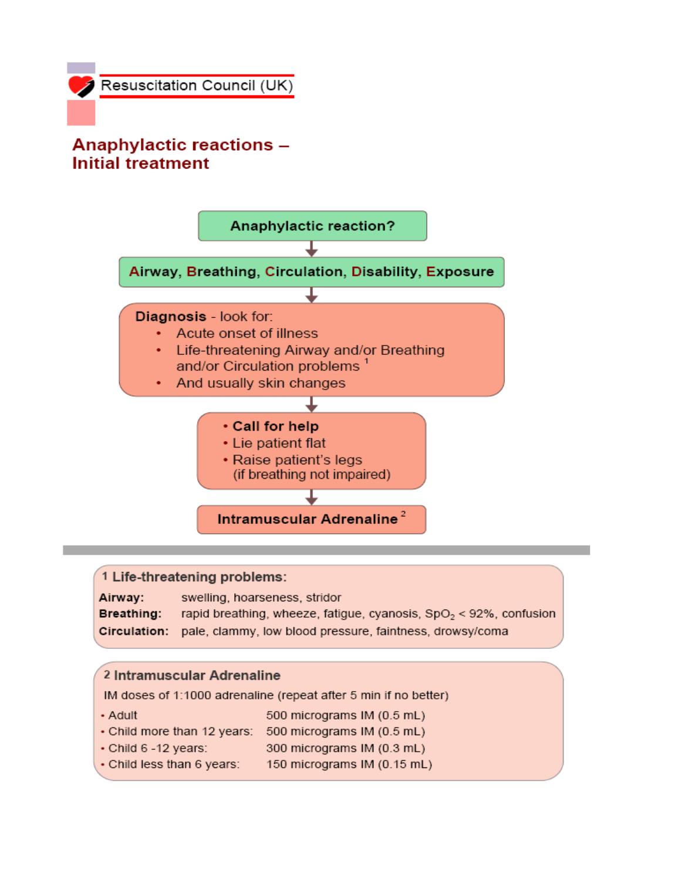Resuscitation Council (UK)

# Anaphylactic reactions – Initial treatment

**Anaphylactic reaction?**

↓

**Airway, Breathing, Circulation, Disability, Exposure**

↓

**Diagnosis** - look for:

- Acute onset of illness
- Life-threatening Airway and/or Breathing and/or Circulation problems [1]
- And usually skin changes

↓

- **Call for help**
- Lie patient flat
- Raise patient's legs (if breathing not impaired)

↓

**Intramuscular Adrenaline** [2]

---

**1 Life-threatening problems:**

| | |
|---|---|
| **Airway:** | swelling, hoarseness, stridor |
| **Breathing:** | rapid breathing, wheeze, fatigue, cyanosis, $SpO_2$ < 92%, confusion |
| **Circulation:** | pale, clammy, low blood pressure, faintness, drowsy/coma |

**2 Intramuscular Adrenaline**

IM doses of 1:1000 adrenaline (repeat after 5 min if no better)

| | |
|---|---|
| • Adult | 500 micrograms IM (0.5 mL) |
| • Child more than 12 years: | 500 micrograms IM (0.5 mL) |
| • Child 6 -12 years: | 300 micrograms IM (0.3 mL) |
| • Child less than 6 years: | 150 micrograms IM (0.15 mL) |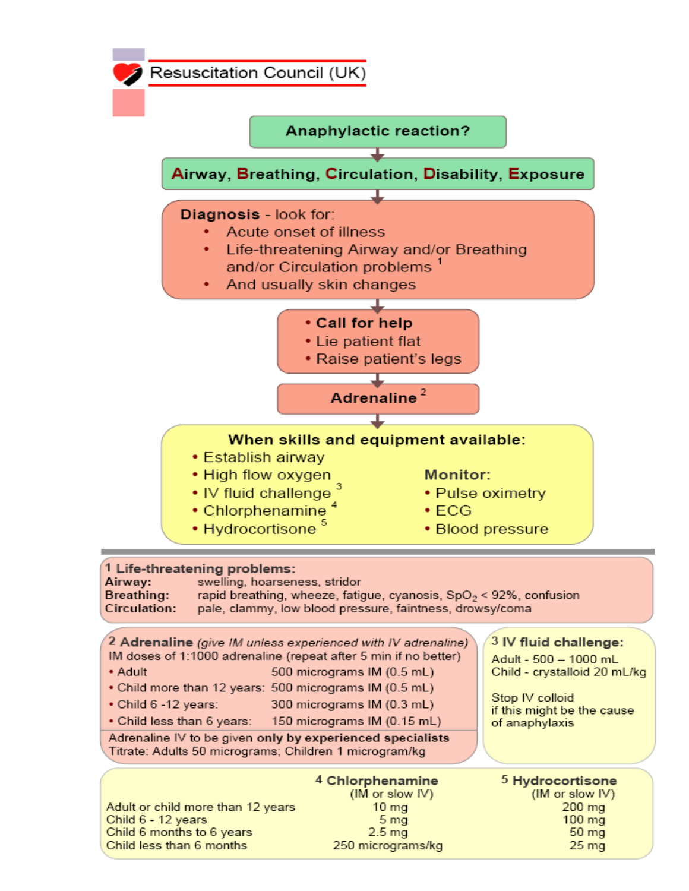Resuscitation Council (UK)

**Anaphylactic reaction?**

**Airway, Breathing, Circulation, Disability, Exposure**

**Diagnosis** - look for:

- Acute onset of illness
- Life-threatening Airway and/or Breathing and/or Circulation problems [1]
- And usually skin changes

- **Call for help**
- Lie patient flat
- Raise patient's legs

**Adrenaline** [2]

**When skills and equipment available:**

- Establish airway
- High flow oxygen
- IV fluid challenge [3]
- Chlorphenamine [4]
- Hydrocortisone [5]

**Monitor:**

- Pulse oximetry
- ECG
- Blood pressure

---

**1 Life-threatening problems:**

| | |
|---|---|
| **Airway:** | swelling, hoarseness, stridor |
| **Breathing:** | rapid breathing, wheeze, fatigue, cyanosis, $SpO_2 < 92\%$, confusion |
| **Circulation:** | pale, clammy, low blood pressure, faintness, drowsy/coma |

**2 Adrenaline** *(give IM unless experienced with IV adrenaline)*

IM doses of 1:1000 adrenaline (repeat after 5 min if no better)

| | |
|---|---|
| • Adult | 500 micrograms IM (0.5 mL) |
| • Child more than 12 years: | 500 micrograms IM (0.5 mL) |
| • Child 6 -12 years: | 300 micrograms IM (0.3 mL) |
| • Child less than 6 years: | 150 micrograms IM (0.15 mL) |

Adrenaline IV to be given **only by experienced specialists**
Titrate: Adults 50 micrograms; Children 1 microgram/kg

**3 IV fluid challenge:**

Adult - 500 – 1000 mL
Child - crystalloid 20 mL/kg

Stop IV colloid if this might be the cause of anaphylaxis

| | 4 Chlorphenamine (IM or slow IV) | 5 Hydrocortisone (IM or slow IV) |
|---|---|---|
| Adult or child more than 12 years | 10 mg | 200 mg |
| Child 6 - 12 years | 5 mg | 100 mg |
| Child 6 months to 6 years | 2.5 mg | 50 mg |
| Child less than 6 months | 250 micrograms/kg | 25 mg |